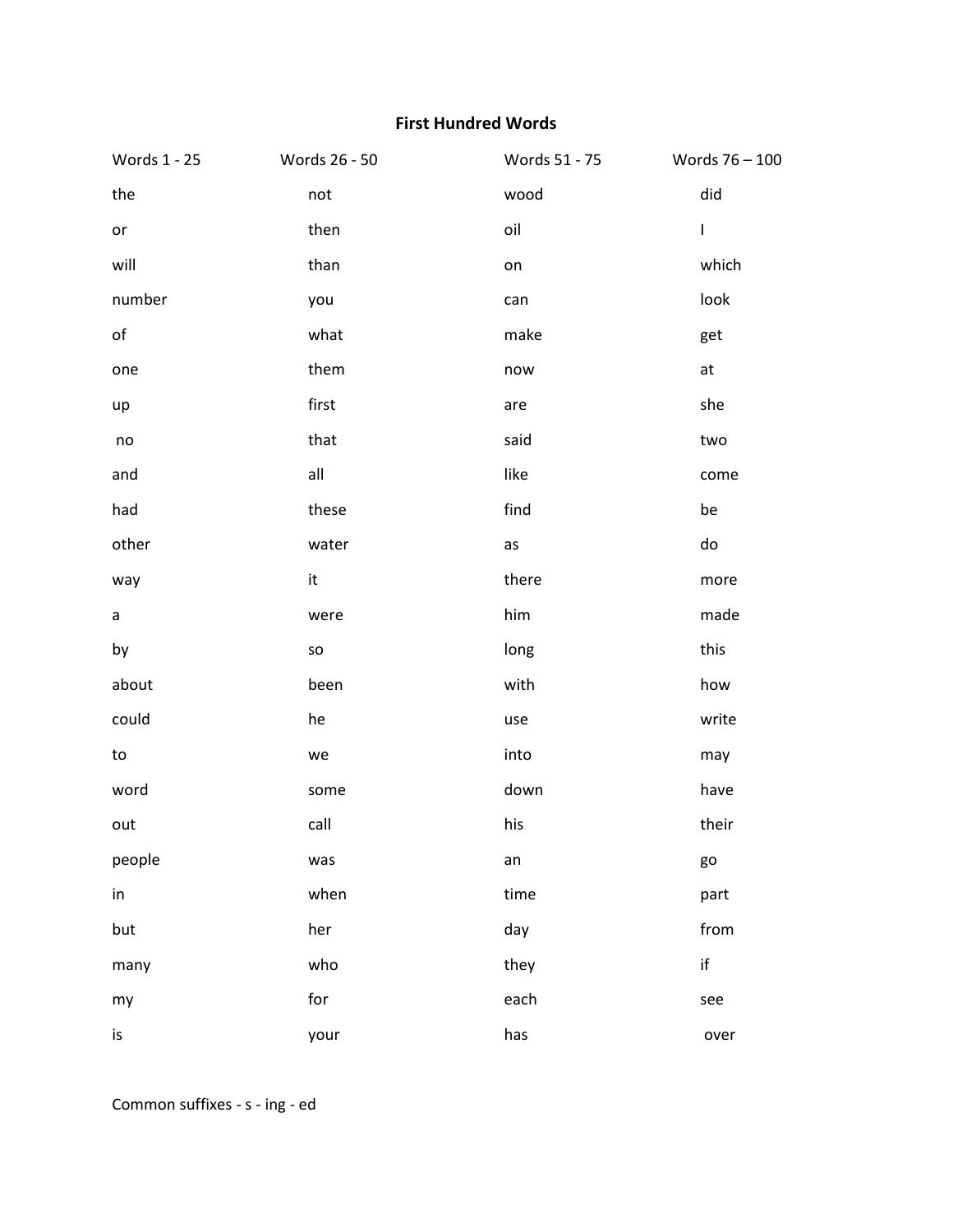# First Hundred Words

| Words 1 - 25 | Words 26 - 50 | Words 51 - 75 | Words 76 – 100 |
|---|---|---|---|
| the | not | wood | did |
| or | then | oil | I |
| will | than | on | which |
| number | you | can | look |
| of | what | make | get |
| one | them | now | at |
| up | first | are | she |
| no | that | said | two |
| and | all | like | come |
| had | these | find | be |
| other | water | as | do |
| way | it | there | more |
| a | were | him | made |
| by | so | long | this |
| about | been | with | how |
| could | he | use | write |
| to | we | into | may |
| word | some | down | have |
| out | call | his | their |
| people | was | an | go |
| in | when | time | part |
| but | her | day | from |
| many | who | they | if |
| my | for | each | see |
| is | your | has | over |

Common suffixes - s - ing - ed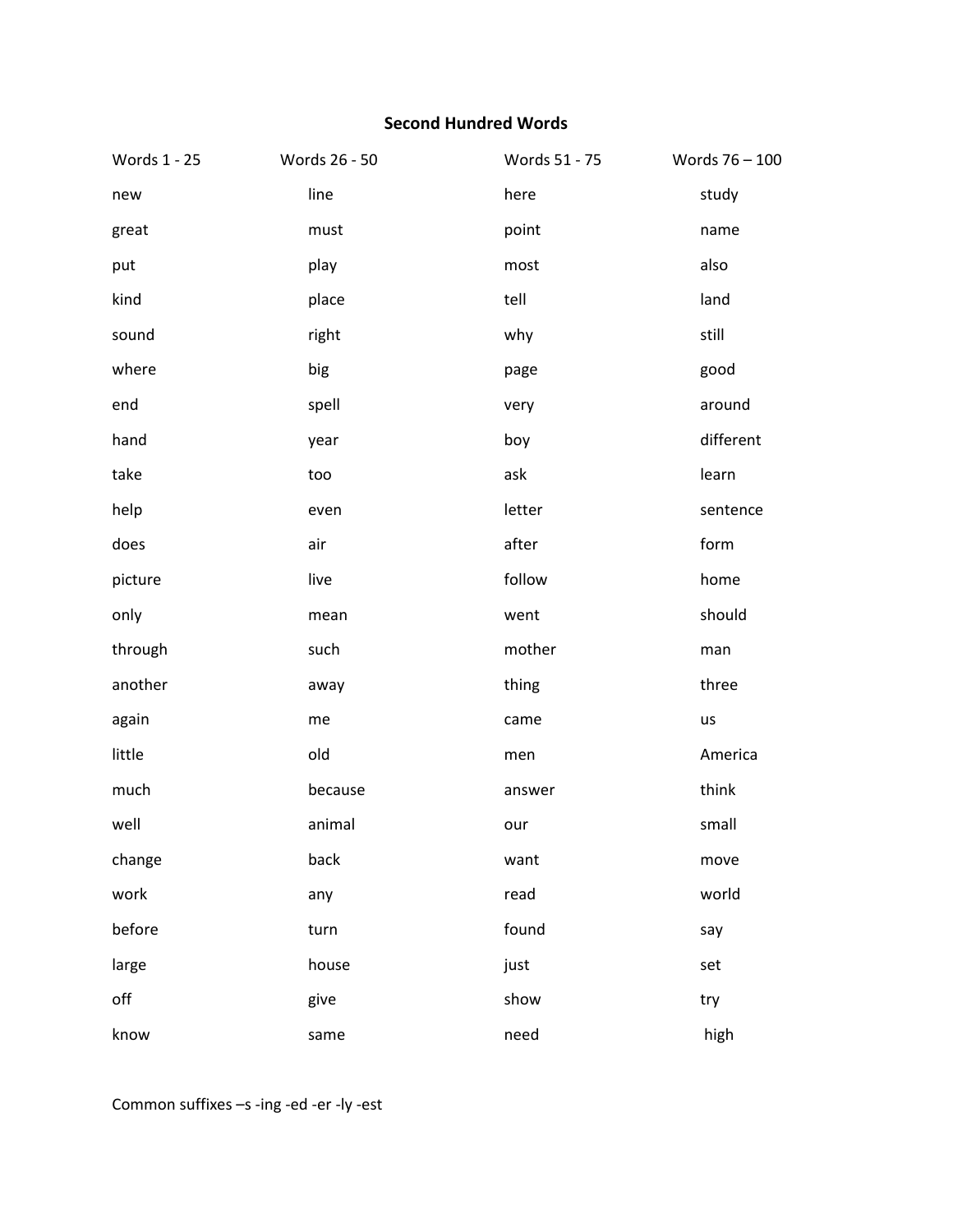# Second Hundred Words

| Words 1 - 25 | Words 26 - 50 | Words 51 - 75 | Words 76 – 100 |
| --- | --- | --- | --- |
| new | line | here | study |
| great | must | point | name |
| put | play | most | also |
| kind | place | tell | land |
| sound | right | why | still |
| where | big | page | good |
| end | spell | very | around |
| hand | year | boy | different |
| take | too | ask | learn |
| help | even | letter | sentence |
| does | air | after | form |
| picture | live | follow | home |
| only | mean | went | should |
| through | such | mother | man |
| another | away | thing | three |
| again | me | came | us |
| little | old | men | America |
| much | because | answer | think |
| well | animal | our | small |
| change | back | want | move |
| work | any | read | world |
| before | turn | found | say |
| large | house | just | set |
| off | give | show | try |
| know | same | need | high |

Common suffixes –s -ing -ed -er -ly -est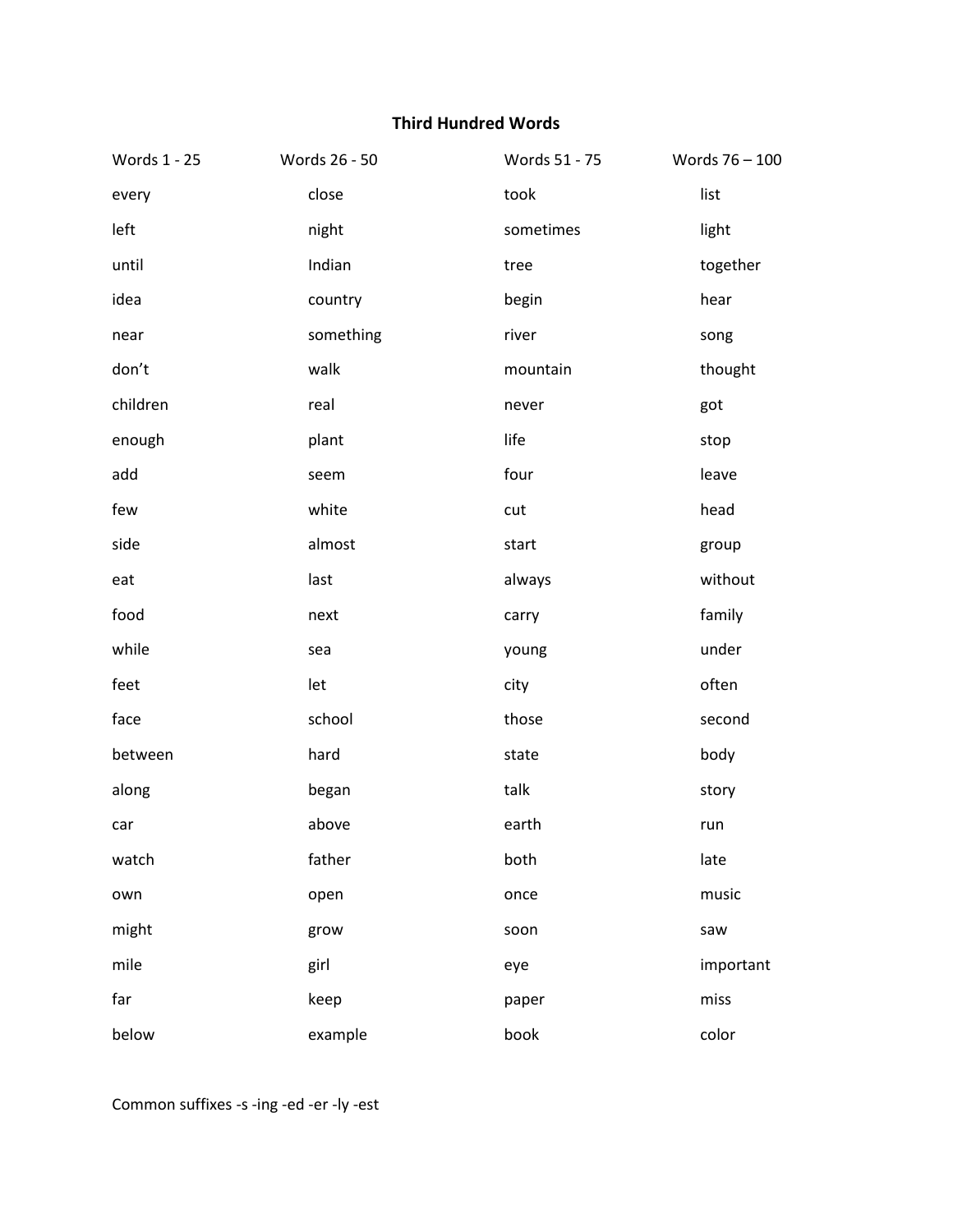## Third Hundred Words

| Words 1 - 25 | Words 26 - 50 | Words 51 - 75 | Words 76 – 100 |
|---|---|---|---|
| every | close | took | list |
| left | night | sometimes | light |
| until | Indian | tree | together |
| idea | country | begin | hear |
| near | something | river | song |
| don’t | walk | mountain | thought |
| children | real | never | got |
| enough | plant | life | stop |
| add | seem | four | leave |
| few | white | cut | head |
| side | almost | start | group |
| eat | last | always | without |
| food | next | carry | family |
| while | sea | young | under |
| feet | let | city | often |
| face | school | those | second |
| between | hard | state | body |
| along | began | talk | story |
| car | above | earth | run |
| watch | father | both | late |
| own | open | once | music |
| might | grow | soon | saw |
| mile | girl | eye | important |
| far | keep | paper | miss |
| below | example | book | color |

Common suffixes -s -ing -ed -er -ly -est